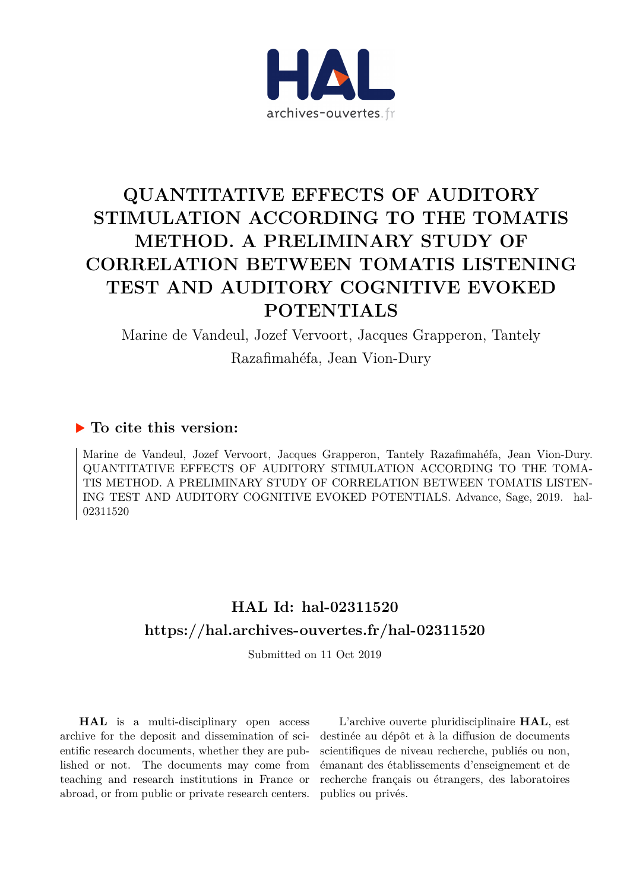# QUANTITATIVE EFFECTS OF AUDITORY STIMULATION ACCORDING TO THE TOMATIS METHOD. A PRELIMINARY STUDY OF CORRELATION BETWEEN TOMATIS LISTENING TEST AND AUDITORY COGNITIVE EVOKED POTENTIALS

Marine de Vandeul, Jozef Vervoort, Jacques Grapperon, Tantely Razafimahéfa, Jean Vion-Dury

## To cite this version:

Marine de Vandeul, Jozef Vervoort, Jacques Grapperon, Tantely Razafimahéfa, Jean Vion-Dury. QUANTITATIVE EFFECTS OF AUDITORY STIMULATION ACCORDING TO THE TOMATIS METHOD. A PRELIMINARY STUDY OF CORRELATION BETWEEN TOMATIS LISTENING TEST AND AUDITORY COGNITIVE EVOKED POTENTIALS. Advance, Sage, 2019. hal-02311520

## HAL Id: hal-02311520

## https://hal.archives-ouvertes.fr/hal-02311520

Submitted on 11 Oct 2019

**HAL** is a multi-disciplinary open access archive for the deposit and dissemination of scientific research documents, whether they are published or not. The documents may come from teaching and research institutions in France or abroad, or from public or private research centers.

L'archive ouverte pluridisciplinaire **HAL**, est destinée au dépôt et à la diffusion de documents scientifiques de niveau recherche, publiés ou non, émanant des établissements d'enseignement et de recherche français ou étrangers, des laboratoires publics ou privés.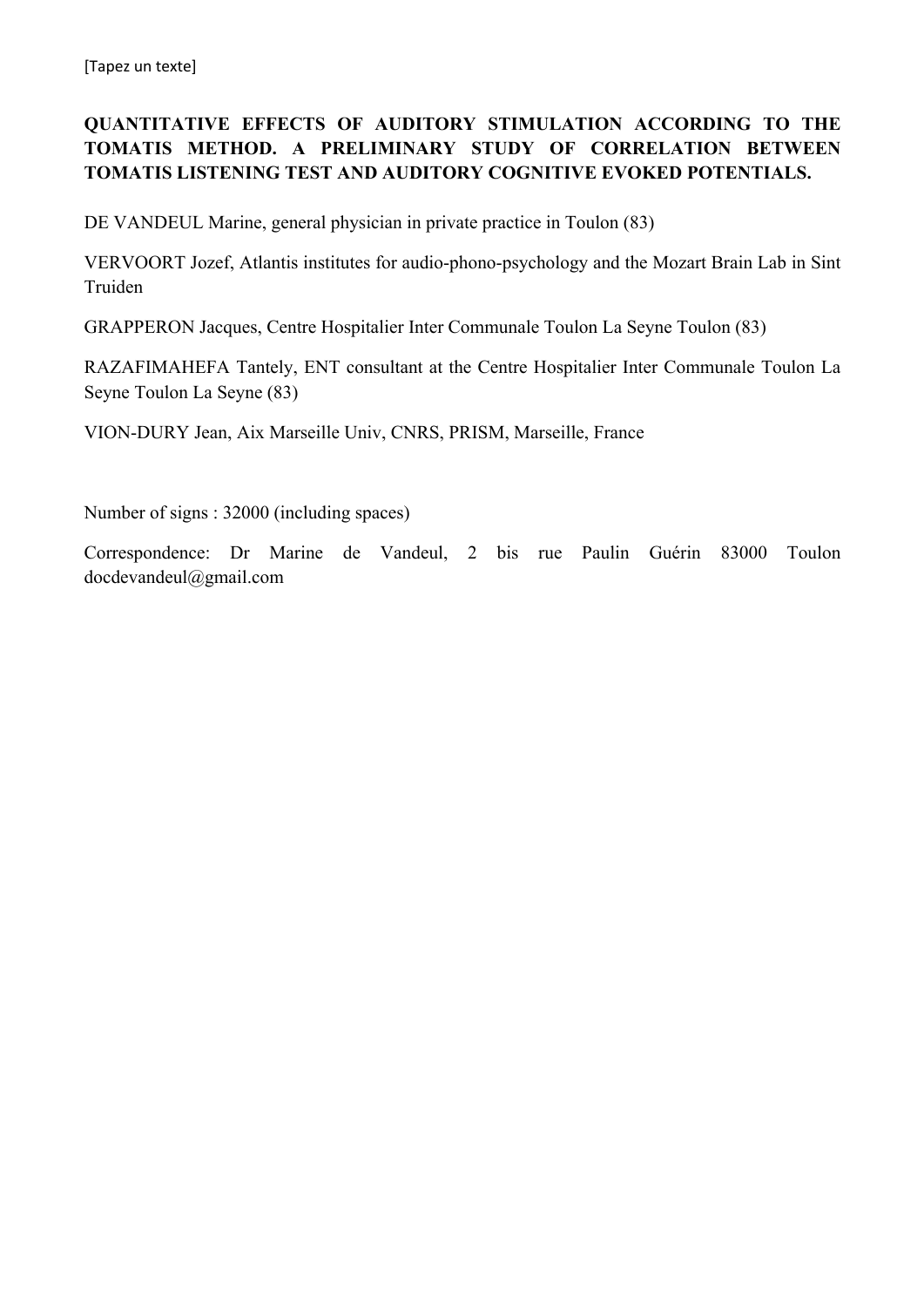**QUANTITATIVE EFFECTS OF AUDITORY STIMULATION ACCORDING TO THE TOMATIS METHOD. A PRELIMINARY STUDY OF CORRELATION BETWEEN TOMATIS LISTENING TEST AND AUDITORY COGNITIVE EVOKED POTENTIALS.**

DE VANDEUL Marine, general physician in private practice in Toulon (83)

VERVOORT Jozef, Atlantis institutes for audio-phono-psychology and the Mozart Brain Lab in Sint Truiden

GRAPPERON Jacques, Centre Hospitalier Inter Communale Toulon La Seyne Toulon (83)

RAZAFIMAHEFA Tantely, ENT consultant at the Centre Hospitalier Inter Communale Toulon La Seyne Toulon La Seyne (83)

VION-DURY Jean, Aix Marseille Univ, CNRS, PRISM, Marseille, France

Number of signs : 32000 (including spaces)

Correspondence: Dr Marine de Vandeul, 2 bis rue Paulin Guérin 83000 Toulon docdevandeul@gmail.com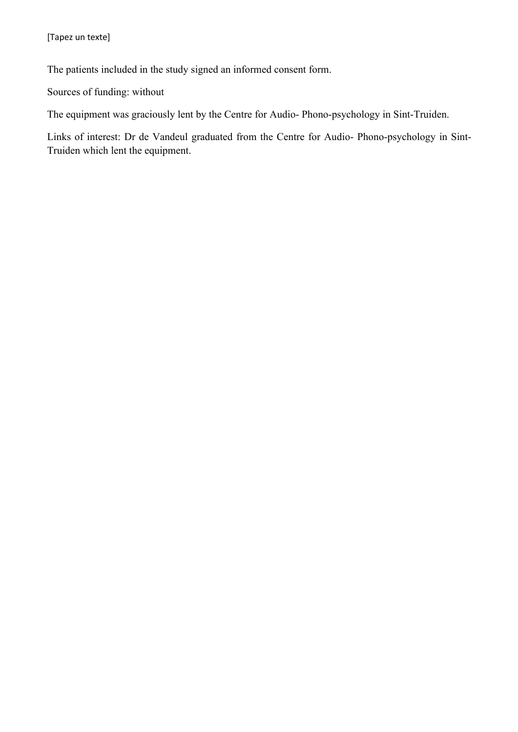The patients included in the study signed an informed consent form.

Sources of funding: without

The equipment was graciously lent by the Centre for Audio- Phono-psychology in Sint-Truiden.

Links of interest: Dr de Vandeul graduated from the Centre for Audio- Phono-psychology in Sint-Truiden which lent the equipment.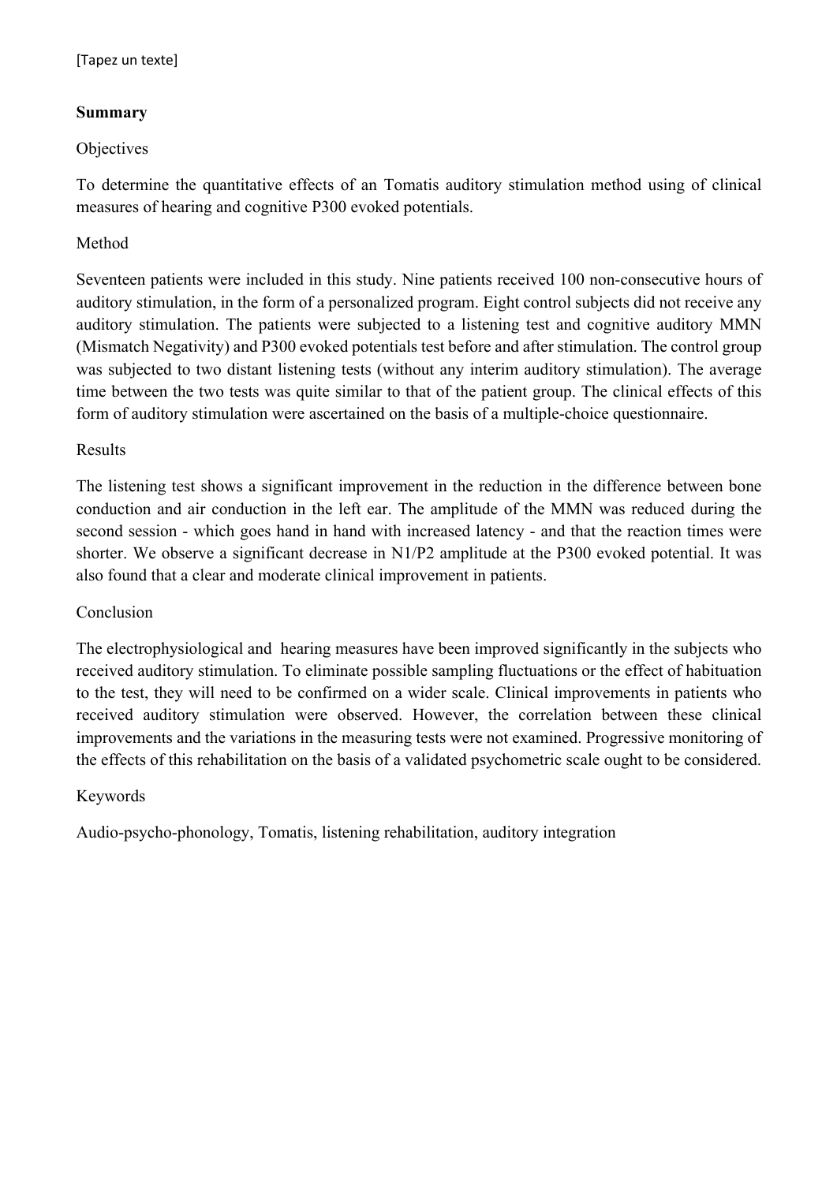**Summary**

Objectives

To determine the quantitative effects of an Tomatis auditory stimulation method using of clinical measures of hearing and cognitive P300 evoked potentials.

Method

Seventeen patients were included in this study. Nine patients received 100 non-consecutive hours of auditory stimulation, in the form of a personalized program. Eight control subjects did not receive any auditory stimulation. The patients were subjected to a listening test and cognitive auditory MMN (Mismatch Negativity) and P300 evoked potentials test before and after stimulation. The control group was subjected to two distant listening tests (without any interim auditory stimulation). The average time between the two tests was quite similar to that of the patient group. The clinical effects of this form of auditory stimulation were ascertained on the basis of a multiple-choice questionnaire.

Results

The listening test shows a significant improvement in the reduction in the difference between bone conduction and air conduction in the left ear. The amplitude of the MMN was reduced during the second session - which goes hand in hand with increased latency - and that the reaction times were shorter. We observe a significant decrease in N1/P2 amplitude at the P300 evoked potential. It was also found that a clear and moderate clinical improvement in patients.

Conclusion

The electrophysiological and hearing measures have been improved significantly in the subjects who received auditory stimulation. To eliminate possible sampling fluctuations or the effect of habituation to the test, they will need to be confirmed on a wider scale. Clinical improvements in patients who received auditory stimulation were observed. However, the correlation between these clinical improvements and the variations in the measuring tests were not examined. Progressive monitoring of the effects of this rehabilitation on the basis of a validated psychometric scale ought to be considered.

Keywords

Audio-psycho-phonology, Tomatis, listening rehabilitation, auditory integration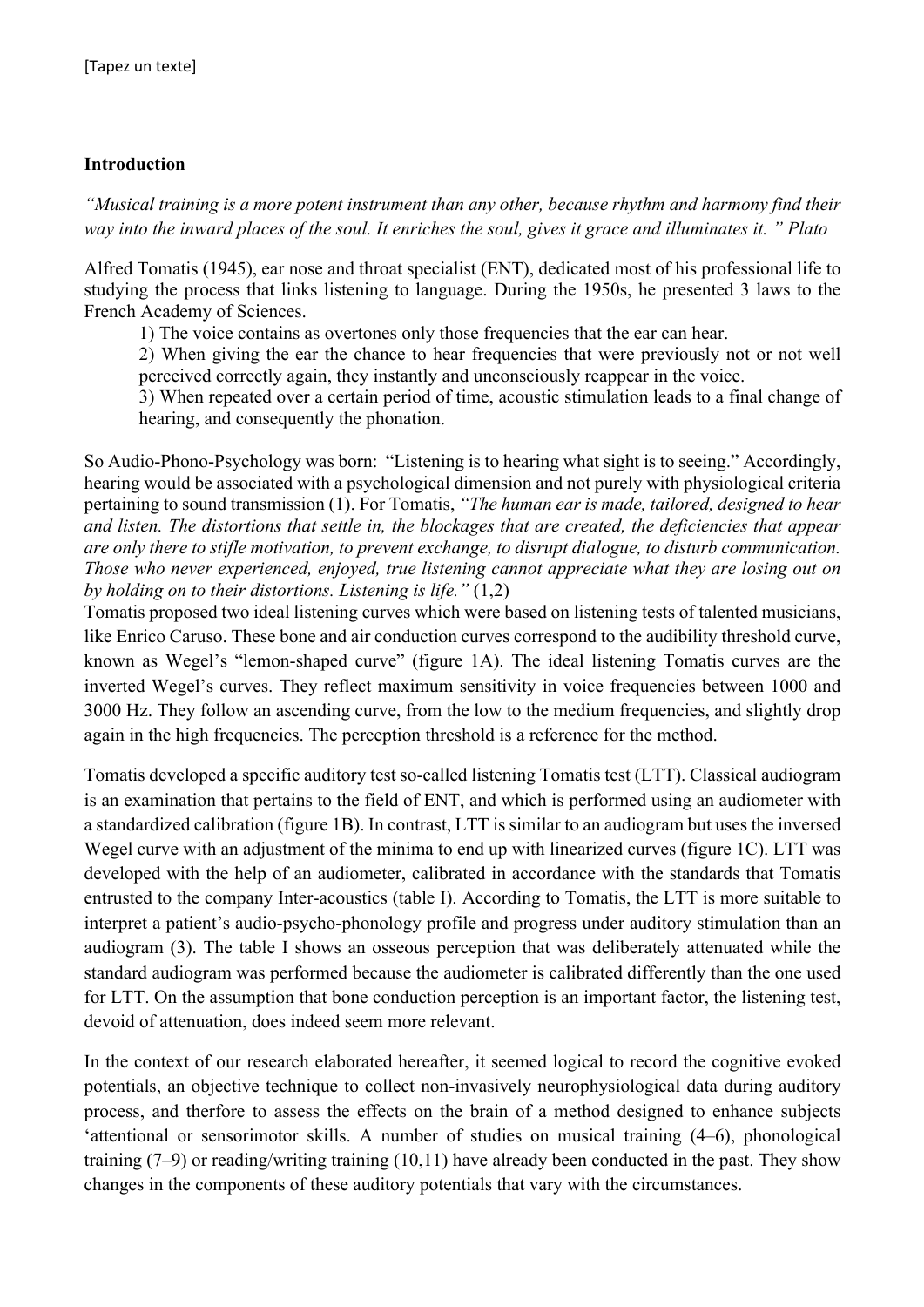**Introduction**

*"Musical training is a more potent instrument than any other, because rhythm and harmony find their way into the inward places of the soul. It enriches the soul, gives it grace and illuminates it. " Plato*

Alfred Tomatis (1945), ear nose and throat specialist (ENT), dedicated most of his professional life to studying the process that links listening to language. During the 1950s, he presented 3 laws to the French Academy of Sciences.

1) The voice contains as overtones only those frequencies that the ear can hear.
2) When giving the ear the chance to hear frequencies that were previously not or not well perceived correctly again, they instantly and unconsciously reappear in the voice.
3) When repeated over a certain period of time, acoustic stimulation leads to a final change of hearing, and consequently the phonation.

So Audio-Phono-Psychology was born: "Listening is to hearing what sight is to seeing." Accordingly, hearing would be associated with a psychological dimension and not purely with physiological criteria pertaining to sound transmission (1). For Tomatis, *"The human ear is made, tailored, designed to hear and listen. The distortions that settle in, the blockages that are created, the deficiencies that appear are only there to stifle motivation, to prevent exchange, to disrupt dialogue, to disturb communication. Those who never experienced, enjoyed, true listening cannot appreciate what they are losing out on by holding on to their distortions. Listening is life."* (1,2)

Tomatis proposed two ideal listening curves which were based on listening tests of talented musicians, like Enrico Caruso. These bone and air conduction curves correspond to the audibility threshold curve, known as Wegel's "lemon-shaped curve" (figure 1A). The ideal listening Tomatis curves are the inverted Wegel's curves. They reflect maximum sensitivity in voice frequencies between 1000 and 3000 Hz. They follow an ascending curve, from the low to the medium frequencies, and slightly drop again in the high frequencies. The perception threshold is a reference for the method.

Tomatis developed a specific auditory test so-called listening Tomatis test (LTT). Classical audiogram is an examination that pertains to the field of ENT, and which is performed using an audiometer with a standardized calibration (figure 1B). In contrast, LTT is similar to an audiogram but uses the inversed Wegel curve with an adjustment of the minima to end up with linearized curves (figure 1C). LTT was developed with the help of an audiometer, calibrated in accordance with the standards that Tomatis entrusted to the company Inter-acoustics (table I). According to Tomatis, the LTT is more suitable to interpret a patient's audio-psycho-phonology profile and progress under auditory stimulation than an audiogram (3). The table I shows an osseous perception that was deliberately attenuated while the standard audiogram was performed because the audiometer is calibrated differently than the one used for LTT. On the assumption that bone conduction perception is an important factor, the listening test, devoid of attenuation, does indeed seem more relevant.

In the context of our research elaborated hereafter, it seemed logical to record the cognitive evoked potentials, an objective technique to collect non-invasively neurophysiological data during auditory process, and therfore to assess the effects on the brain of a method designed to enhance subjects 'attentional or sensorimotor skills. A number of studies on musical training (4–6), phonological training (7–9) or reading/writing training (10,11) have already been conducted in the past. They show changes in the components of these auditory potentials that vary with the circumstances.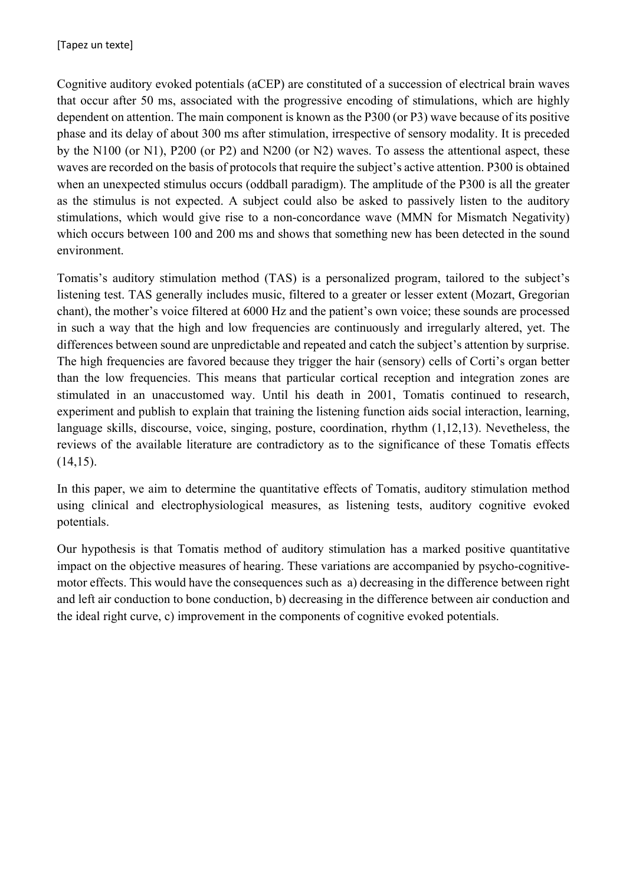Cognitive auditory evoked potentials (aCEP) are constituted of a succession of electrical brain waves that occur after 50 ms, associated with the progressive encoding of stimulations, which are highly dependent on attention. The main component is known as the P300 (or P3) wave because of its positive phase and its delay of about 300 ms after stimulation, irrespective of sensory modality. It is preceded by the N100 (or N1), P200 (or P2) and N200 (or N2) waves. To assess the attentional aspect, these waves are recorded on the basis of protocols that require the subject's active attention. P300 is obtained when an unexpected stimulus occurs (oddball paradigm). The amplitude of the P300 is all the greater as the stimulus is not expected. A subject could also be asked to passively listen to the auditory stimulations, which would give rise to a non-concordance wave (MMN for Mismatch Negativity) which occurs between 100 and 200 ms and shows that something new has been detected in the sound environment.

Tomatis's auditory stimulation method (TAS) is a personalized program, tailored to the subject's listening test. TAS generally includes music, filtered to a greater or lesser extent (Mozart, Gregorian chant), the mother's voice filtered at 6000 Hz and the patient's own voice; these sounds are processed in such a way that the high and low frequencies are continuously and irregularly altered, yet. The differences between sound are unpredictable and repeated and catch the subject's attention by surprise. The high frequencies are favored because they trigger the hair (sensory) cells of Corti's organ better than the low frequencies. This means that particular cortical reception and integration zones are stimulated in an unaccustomed way. Until his death in 2001, Tomatis continued to research, experiment and publish to explain that training the listening function aids social interaction, learning, language skills, discourse, voice, singing, posture, coordination, rhythm (1,12,13). Nevetheless, the reviews of the available literature are contradictory as to the significance of these Tomatis effects (14,15).

In this paper, we aim to determine the quantitative effects of Tomatis, auditory stimulation method using clinical and electrophysiological measures, as listening tests, auditory cognitive evoked potentials.

Our hypothesis is that Tomatis method of auditory stimulation has a marked positive quantitative impact on the objective measures of hearing. These variations are accompanied by psycho-cognitive-motor effects. This would have the consequences such as a) decreasing in the difference between right and left air conduction to bone conduction, b) decreasing in the difference between air conduction and the ideal right curve, c) improvement in the components of cognitive evoked potentials.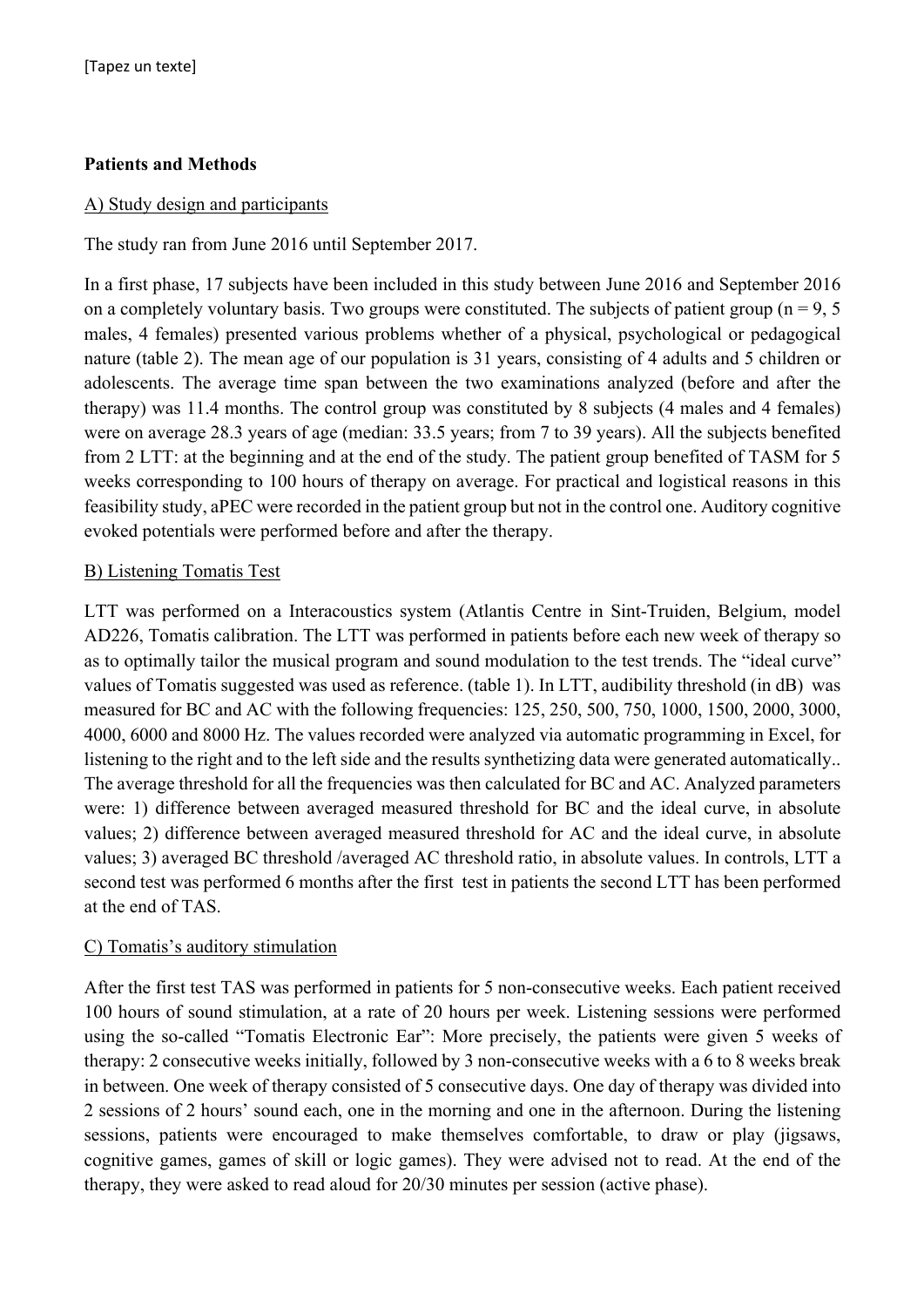**Patients and Methods**

A) Study design and participants

The study ran from June 2016 until September 2017.

In a first phase, 17 subjects have been included in this study between June 2016 and September 2016 on a completely voluntary basis. Two groups were constituted. The subjects of patient group (n = 9, 5 males, 4 females) presented various problems whether of a physical, psychological or pedagogical nature (table 2). The mean age of our population is 31 years, consisting of 4 adults and 5 children or adolescents. The average time span between the two examinations analyzed (before and after the therapy) was 11.4 months. The control group was constituted by 8 subjects (4 males and 4 females) were on average 28.3 years of age (median: 33.5 years; from 7 to 39 years). All the subjects benefited from 2 LTT: at the beginning and at the end of the study. The patient group benefited of TASM for 5 weeks corresponding to 100 hours of therapy on average. For practical and logistical reasons in this feasibility study, aPEC were recorded in the patient group but not in the control one. Auditory cognitive evoked potentials were performed before and after the therapy.

B) Listening Tomatis Test

LTT was performed on a Interacoustics system (Atlantis Centre in Sint-Truiden, Belgium, model AD226, Tomatis calibration. The LTT was performed in patients before each new week of therapy so as to optimally tailor the musical program and sound modulation to the test trends. The "ideal curve" values of Tomatis suggested was used as reference. (table 1). In LTT, audibility threshold (in dB) was measured for BC and AC with the following frequencies: 125, 250, 500, 750, 1000, 1500, 2000, 3000, 4000, 6000 and 8000 Hz. The values recorded were analyzed via automatic programming in Excel, for listening to the right and to the left side and the results synthetizing data were generated automatically.. The average threshold for all the frequencies was then calculated for BC and AC. Analyzed parameters were: 1) difference between averaged measured threshold for BC and the ideal curve, in absolute values; 2) difference between averaged measured threshold for AC and the ideal curve, in absolute values; 3) averaged BC threshold /averaged AC threshold ratio, in absolute values. In controls, LTT a second test was performed 6 months after the first test in patients the second LTT has been performed at the end of TAS.

C) Tomatis's auditory stimulation

After the first test TAS was performed in patients for 5 non-consecutive weeks. Each patient received 100 hours of sound stimulation, at a rate of 20 hours per week. Listening sessions were performed using the so-called "Tomatis Electronic Ear": More precisely, the patients were given 5 weeks of therapy: 2 consecutive weeks initially, followed by 3 non-consecutive weeks with a 6 to 8 weeks break in between. One week of therapy consisted of 5 consecutive days. One day of therapy was divided into 2 sessions of 2 hours' sound each, one in the morning and one in the afternoon. During the listening sessions, patients were encouraged to make themselves comfortable, to draw or play (jigsaws, cognitive games, games of skill or logic games). They were advised not to read. At the end of the therapy, they were asked to read aloud for 20/30 minutes per session (active phase).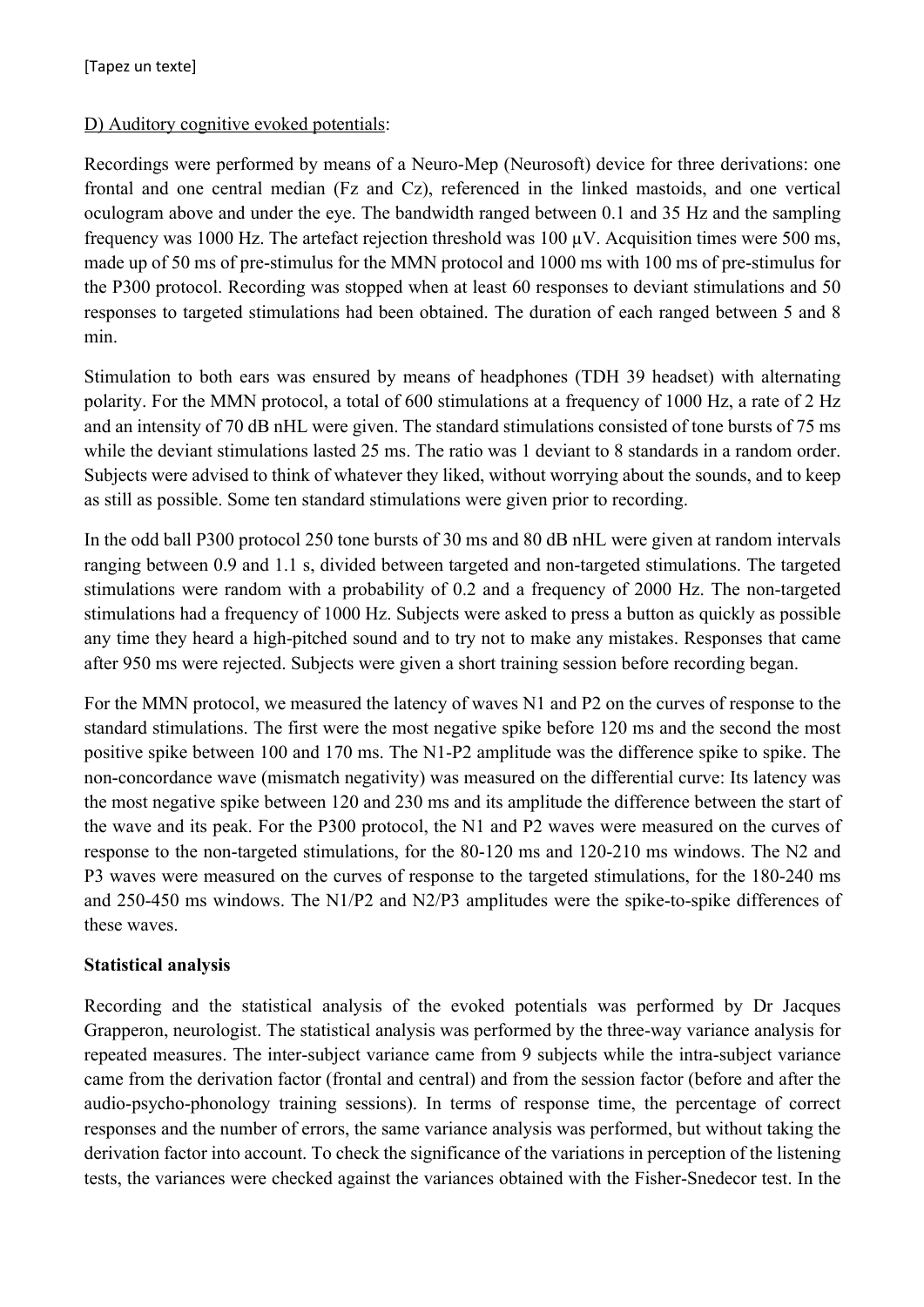D) Auditory cognitive evoked potentials:

Recordings were performed by means of a Neuro-Mep (Neurosoft) device for three derivations: one frontal and one central median (Fz and Cz), referenced in the linked mastoids, and one vertical oculogram above and under the eye. The bandwidth ranged between 0.1 and 35 Hz and the sampling frequency was 1000 Hz. The artefact rejection threshold was 100 µV. Acquisition times were 500 ms, made up of 50 ms of pre-stimulus for the MMN protocol and 1000 ms with 100 ms of pre-stimulus for the P300 protocol. Recording was stopped when at least 60 responses to deviant stimulations and 50 responses to targeted stimulations had been obtained. The duration of each ranged between 5 and 8 min.

Stimulation to both ears was ensured by means of headphones (TDH 39 headset) with alternating polarity. For the MMN protocol, a total of 600 stimulations at a frequency of 1000 Hz, a rate of 2 Hz and an intensity of 70 dB nHL were given. The standard stimulations consisted of tone bursts of 75 ms while the deviant stimulations lasted 25 ms. The ratio was 1 deviant to 8 standards in a random order. Subjects were advised to think of whatever they liked, without worrying about the sounds, and to keep as still as possible. Some ten standard stimulations were given prior to recording.

In the odd ball P300 protocol 250 tone bursts of 30 ms and 80 dB nHL were given at random intervals ranging between 0.9 and 1.1 s, divided between targeted and non-targeted stimulations. The targeted stimulations were random with a probability of 0.2 and a frequency of 2000 Hz. The non-targeted stimulations had a frequency of 1000 Hz. Subjects were asked to press a button as quickly as possible any time they heard a high-pitched sound and to try not to make any mistakes. Responses that came after 950 ms were rejected. Subjects were given a short training session before recording began.

For the MMN protocol, we measured the latency of waves N1 and P2 on the curves of response to the standard stimulations. The first were the most negative spike before 120 ms and the second the most positive spike between 100 and 170 ms. The N1-P2 amplitude was the difference spike to spike. The non-concordance wave (mismatch negativity) was measured on the differential curve: Its latency was the most negative spike between 120 and 230 ms and its amplitude the difference between the start of the wave and its peak. For the P300 protocol, the N1 and P2 waves were measured on the curves of response to the non-targeted stimulations, for the 80-120 ms and 120-210 ms windows. The N2 and P3 waves were measured on the curves of response to the targeted stimulations, for the 180-240 ms and 250-450 ms windows. The N1/P2 and N2/P3 amplitudes were the spike-to-spike differences of these waves.

**Statistical analysis**

Recording and the statistical analysis of the evoked potentials was performed by Dr Jacques Grapperon, neurologist. The statistical analysis was performed by the three-way variance analysis for repeated measures. The inter-subject variance came from 9 subjects while the intra-subject variance came from the derivation factor (frontal and central) and from the session factor (before and after the audio-psycho-phonology training sessions). In terms of response time, the percentage of correct responses and the number of errors, the same variance analysis was performed, but without taking the derivation factor into account. To check the significance of the variations in perception of the listening tests, the variances were checked against the variances obtained with the Fisher-Snedecor test. In the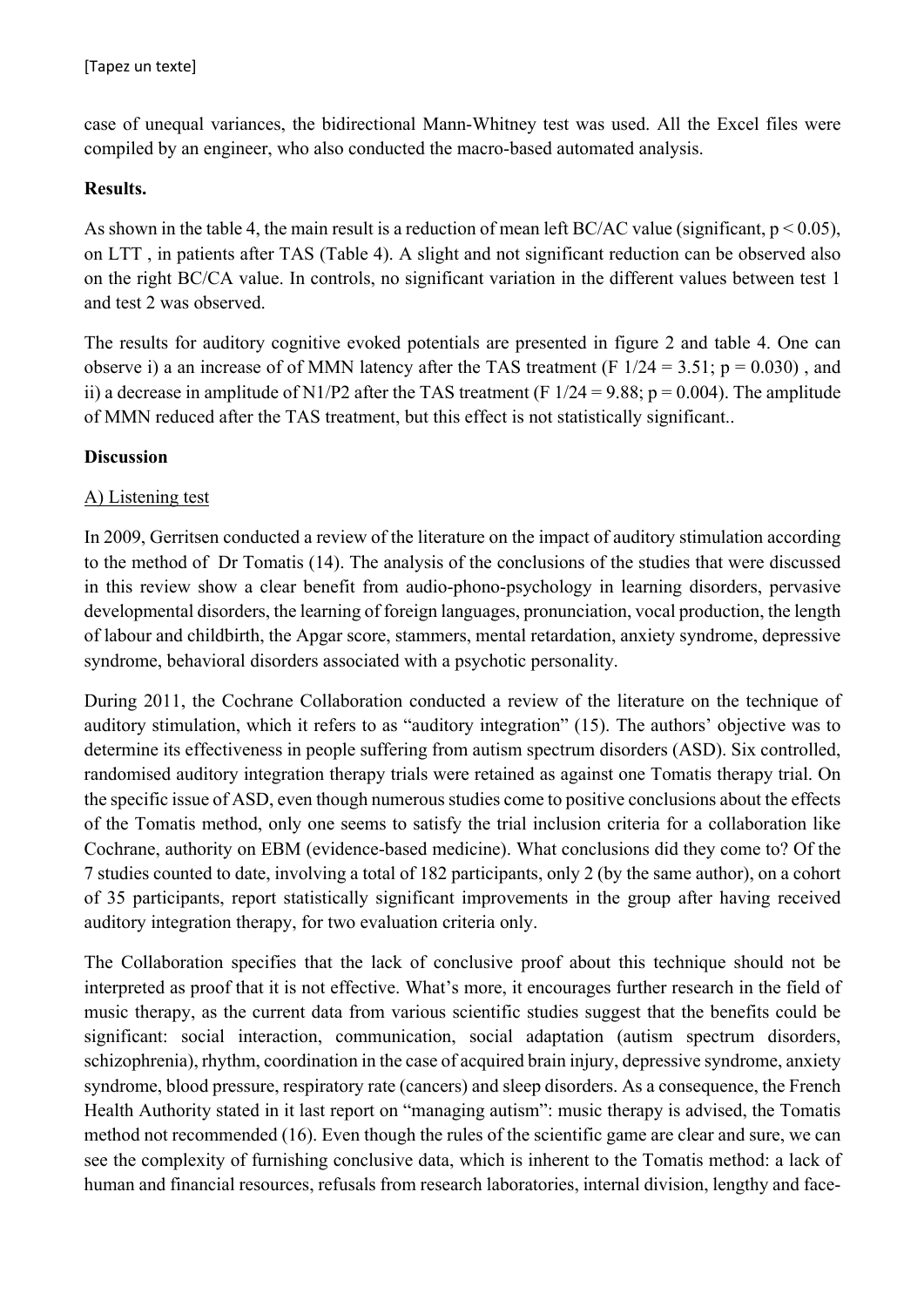case of unequal variances, the bidirectional Mann-Whitney test was used. All the Excel files were compiled by an engineer, who also conducted the macro-based automated analysis.

**Results.**

As shown in the table 4, the main result is a reduction of mean left BC/AC value (significant, $p < 0.05$), on LTT , in patients after TAS (Table 4). A slight and not significant reduction can be observed also on the right BC/CA value. In controls, no significant variation in the different values between test 1 and test 2 was observed.

The results for auditory cognitive evoked potentials are presented in figure 2 and table 4. One can observe i) a an increase of of MMN latency after the TAS treatment ($F_{1/24} = 3.51$; $p = 0.030$) , and ii) a decrease in amplitude of N1/P2 after the TAS treatment ($F_{1/24} = 9.88$; $p = 0.004$). The amplitude of MMN reduced after the TAS treatment, but this effect is not statistically significant..

**Discussion**

A) Listening test

In 2009, Gerritsen conducted a review of the literature on the impact of auditory stimulation according to the method of Dr Tomatis (14). The analysis of the conclusions of the studies that were discussed in this review show a clear benefit from audio-phono-psychology in learning disorders, pervasive developmental disorders, the learning of foreign languages, pronunciation, vocal production, the length of labour and childbirth, the Apgar score, stammers, mental retardation, anxiety syndrome, depressive syndrome, behavioral disorders associated with a psychotic personality.

During 2011, the Cochrane Collaboration conducted a review of the literature on the technique of auditory stimulation, which it refers to as "auditory integration" (15). The authors' objective was to determine its effectiveness in people suffering from autism spectrum disorders (ASD). Six controlled, randomised auditory integration therapy trials were retained as against one Tomatis therapy trial. On the specific issue of ASD, even though numerous studies come to positive conclusions about the effects of the Tomatis method, only one seems to satisfy the trial inclusion criteria for a collaboration like Cochrane, authority on EBM (evidence-based medicine). What conclusions did they come to? Of the 7 studies counted to date, involving a total of 182 participants, only 2 (by the same author), on a cohort of 35 participants, report statistically significant improvements in the group after having received auditory integration therapy, for two evaluation criteria only.

The Collaboration specifies that the lack of conclusive proof about this technique should not be interpreted as proof that it is not effective. What's more, it encourages further research in the field of music therapy, as the current data from various scientific studies suggest that the benefits could be significant: social interaction, communication, social adaptation (autism spectrum disorders, schizophrenia), rhythm, coordination in the case of acquired brain injury, depressive syndrome, anxiety syndrome, blood pressure, respiratory rate (cancers) and sleep disorders. As a consequence, the French Health Authority stated in it last report on "managing autism": music therapy is advised, the Tomatis method not recommended (16). Even though the rules of the scientific game are clear and sure, we can see the complexity of furnishing conclusive data, which is inherent to the Tomatis method: a lack of human and financial resources, refusals from research laboratories, internal division, lengthy and face-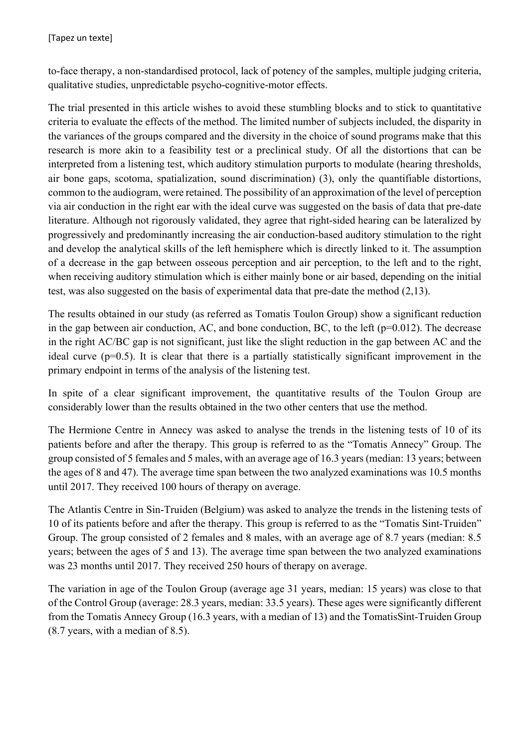to-face therapy, a non-standardised protocol, lack of potency of the samples, multiple judging criteria, qualitative studies, unpredictable psycho-cognitive-motor effects.

The trial presented in this article wishes to avoid these stumbling blocks and to stick to quantitative criteria to evaluate the effects of the method. The limited number of subjects included, the disparity in the variances of the groups compared and the diversity in the choice of sound programs make that this research is more akin to a feasibility test or a preclinical study. Of all the distortions that can be interpreted from a listening test, which auditory stimulation purports to modulate (hearing thresholds, air bone gaps, scotoma, spatialization, sound discrimination) (3), only the quantifiable distortions, common to the audiogram, were retained. The possibility of an approximation of the level of perception via air conduction in the right ear with the ideal curve was suggested on the basis of data that pre-date literature. Although not rigorously validated, they agree that right-sided hearing can be lateralized by progressively and predominantly increasing the air conduction-based auditory stimulation to the right and develop the analytical skills of the left hemisphere which is directly linked to it. The assumption of a decrease in the gap between osseous perception and air perception, to the left and to the right, when receiving auditory stimulation which is either mainly bone or air based, depending on the initial test, was also suggested on the basis of experimental data that pre-date the method (2,13).

The results obtained in our study (as referred as Tomatis Toulon Group) show a significant reduction in the gap between air conduction, AC, and bone conduction, BC, to the left ($p=0.012$). The decrease in the right AC/BC gap is not significant, just like the slight reduction in the gap between AC and the ideal curve ($p=0.5$). It is clear that there is a partially statistically significant improvement in the primary endpoint in terms of the analysis of the listening test.

In spite of a clear significant improvement, the quantitative results of the Toulon Group are considerably lower than the results obtained in the two other centers that use the method.

The Hermione Centre in Annecy was asked to analyse the trends in the listening tests of 10 of its patients before and after the therapy. This group is referred to as the "Tomatis Annecy" Group. The group consisted of 5 females and 5 males, with an average age of 16.3 years (median: 13 years; between the ages of 8 and 47). The average time span between the two analyzed examinations was 10.5 months until 2017. They received 100 hours of therapy on average.

The Atlantis Centre in Sin-Truiden (Belgium) was asked to analyze the trends in the listening tests of 10 of its patients before and after the therapy. This group is referred to as the "Tomatis Sint-Truiden" Group. The group consisted of 2 females and 8 males, with an average age of 8.7 years (median: 8.5 years; between the ages of 5 and 13). The average time span between the two analyzed examinations was 23 months until 2017. They received 250 hours of therapy on average.

The variation in age of the Toulon Group (average age 31 years, median: 15 years) was close to that of the Control Group (average: 28.3 years, median: 33.5 years). These ages were significantly different from the Tomatis Annecy Group (16.3 years, with a median of 13) and the TomatisSint-Truiden Group (8.7 years, with a median of 8.5).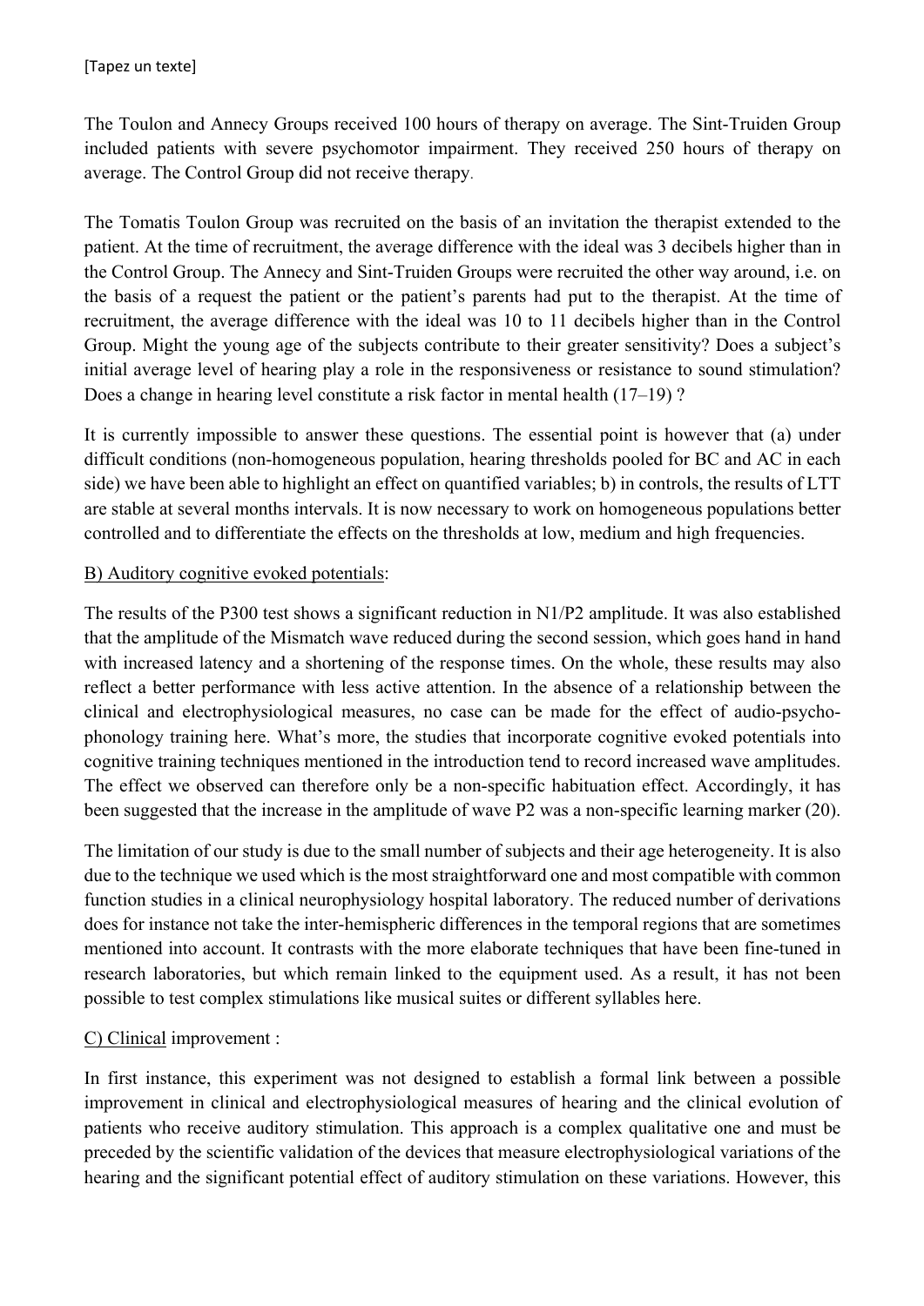The Toulon and Annecy Groups received 100 hours of therapy on average. The Sint-Truiden Group included patients with severe psychomotor impairment. They received 250 hours of therapy on average. The Control Group did not receive therapy.

The Tomatis Toulon Group was recruited on the basis of an invitation the therapist extended to the patient. At the time of recruitment, the average difference with the ideal was 3 decibels higher than in the Control Group. The Annecy and Sint-Truiden Groups were recruited the other way around, i.e. on the basis of a request the patient or the patient's parents had put to the therapist. At the time of recruitment, the average difference with the ideal was 10 to 11 decibels higher than in the Control Group. Might the young age of the subjects contribute to their greater sensitivity? Does a subject's initial average level of hearing play a role in the responsiveness or resistance to sound stimulation? Does a change in hearing level constitute a risk factor in mental health (17–19) ?

It is currently impossible to answer these questions. The essential point is however that (a) under difficult conditions (non-homogeneous population, hearing thresholds pooled for BC and AC in each side) we have been able to highlight an effect on quantified variables; b) in controls, the results of LTT are stable at several months intervals. It is now necessary to work on homogeneous populations better controlled and to differentiate the effects on the thresholds at low, medium and high frequencies.

B) Auditory cognitive evoked potentials:

The results of the P300 test shows a significant reduction in N1/P2 amplitude. It was also established that the amplitude of the Mismatch wave reduced during the second session, which goes hand in hand with increased latency and a shortening of the response times. On the whole, these results may also reflect a better performance with less active attention. In the absence of a relationship between the clinical and electrophysiological measures, no case can be made for the effect of audio-psycho-phonology training here. What's more, the studies that incorporate cognitive evoked potentials into cognitive training techniques mentioned in the introduction tend to record increased wave amplitudes. The effect we observed can therefore only be a non-specific habituation effect. Accordingly, it has been suggested that the increase in the amplitude of wave P2 was a non-specific learning marker (20).

The limitation of our study is due to the small number of subjects and their age heterogeneity. It is also due to the technique we used which is the most straightforward one and most compatible with common function studies in a clinical neurophysiology hospital laboratory. The reduced number of derivations does for instance not take the inter-hemispheric differences in the temporal regions that are sometimes mentioned into account. It contrasts with the more elaborate techniques that have been fine-tuned in research laboratories, but which remain linked to the equipment used. As a result, it has not been possible to test complex stimulations like musical suites or different syllables here.

C) Clinical improvement :

In first instance, this experiment was not designed to establish a formal link between a possible improvement in clinical and electrophysiological measures of hearing and the clinical evolution of patients who receive auditory stimulation. This approach is a complex qualitative one and must be preceded by the scientific validation of the devices that measure electrophysiological variations of the hearing and the significant potential effect of auditory stimulation on these variations. However, this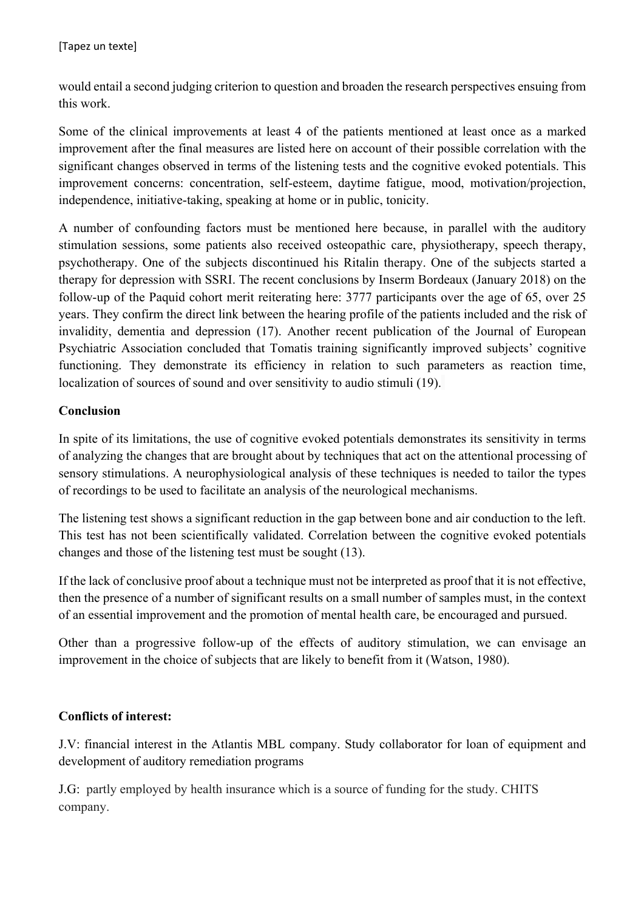would entail a second judging criterion to question and broaden the research perspectives ensuing from this work.

Some of the clinical improvements at least 4 of the patients mentioned at least once as a marked improvement after the final measures are listed here on account of their possible correlation with the significant changes observed in terms of the listening tests and the cognitive evoked potentials. This improvement concerns: concentration, self-esteem, daytime fatigue, mood, motivation/projection, independence, initiative-taking, speaking at home or in public, tonicity.

A number of confounding factors must be mentioned here because, in parallel with the auditory stimulation sessions, some patients also received osteopathic care, physiotherapy, speech therapy, psychotherapy. One of the subjects discontinued his Ritalin therapy. One of the subjects started a therapy for depression with SSRI. The recent conclusions by Inserm Bordeaux (January 2018) on the follow-up of the Paquid cohort merit reiterating here: 3777 participants over the age of 65, over 25 years. They confirm the direct link between the hearing profile of the patients included and the risk of invalidity, dementia and depression (17). Another recent publication of the Journal of European Psychiatric Association concluded that Tomatis training significantly improved subjects' cognitive functioning. They demonstrate its efficiency in relation to such parameters as reaction time, localization of sources of sound and over sensitivity to audio stimuli (19).

**Conclusion**

In spite of its limitations, the use of cognitive evoked potentials demonstrates its sensitivity in terms of analyzing the changes that are brought about by techniques that act on the attentional processing of sensory stimulations. A neurophysiological analysis of these techniques is needed to tailor the types of recordings to be used to facilitate an analysis of the neurological mechanisms.

The listening test shows a significant reduction in the gap between bone and air conduction to the left. This test has not been scientifically validated. Correlation between the cognitive evoked potentials changes and those of the listening test must be sought (13).

If the lack of conclusive proof about a technique must not be interpreted as proof that it is not effective, then the presence of a number of significant results on a small number of samples must, in the context of an essential improvement and the promotion of mental health care, be encouraged and pursued.

Other than a progressive follow-up of the effects of auditory stimulation, we can envisage an improvement in the choice of subjects that are likely to benefit from it (Watson, 1980).

**Conflicts of interest:**

J.V: financial interest in the Atlantis MBL company. Study collaborator for loan of equipment and development of auditory remediation programs

J.G: partly employed by health insurance which is a source of funding for the study. CHITS company.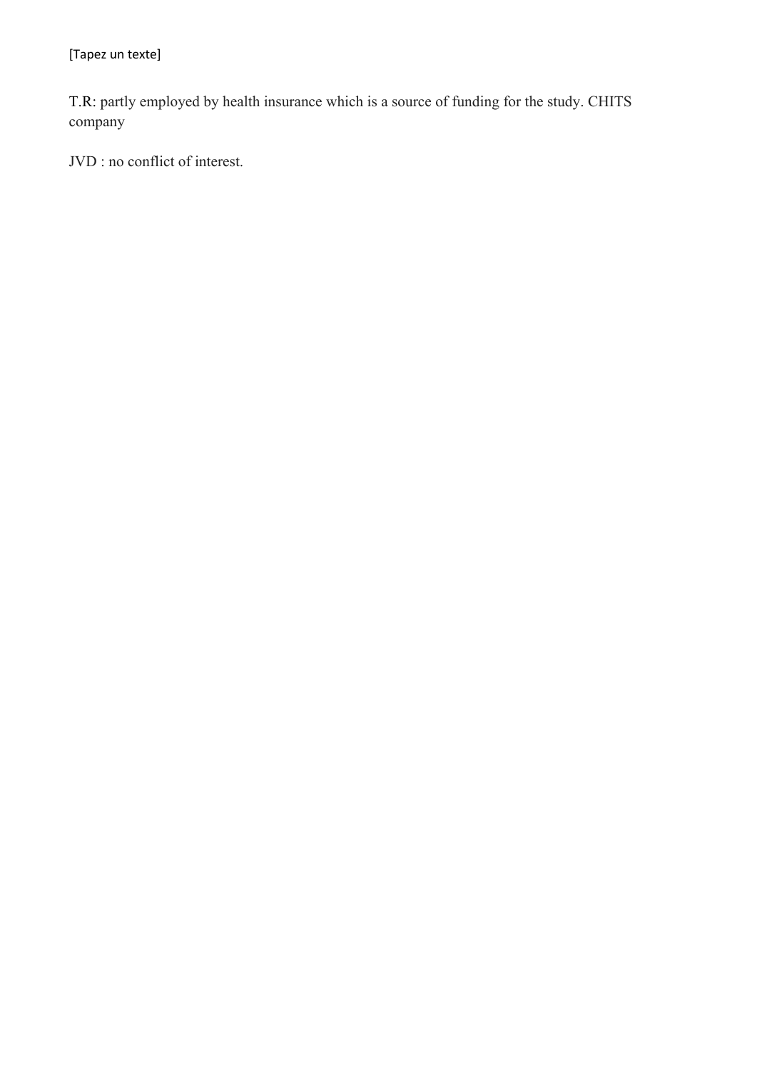T.R: partly employed by health insurance which is a source of funding for the study. CHITS company

JVD : no conflict of interest.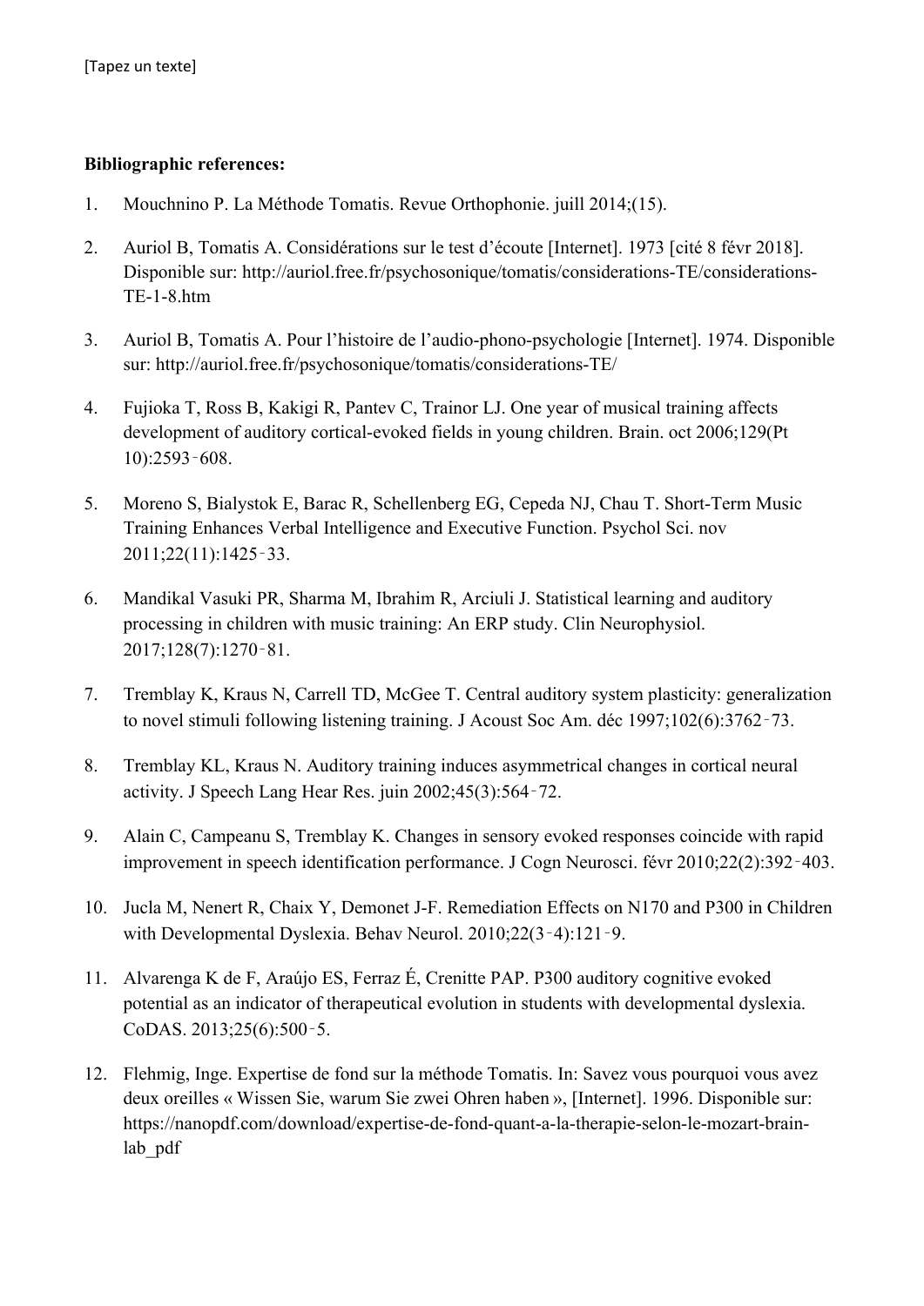**Bibliographic references:**

1. Mouchnino P. La Méthode Tomatis. Revue Orthophonie. juill 2014;(15).

2. Auriol B, Tomatis A. Considérations sur le test d'écoute [Internet]. 1973 [cité 8 févr 2018]. Disponible sur: http://auriol.free.fr/psychosonique/tomatis/considerations-TE/considerations-TE-1-8.htm

3. Auriol B, Tomatis A. Pour l'histoire de l'audio-phono-psychologie [Internet]. 1974. Disponible sur: http://auriol.free.fr/psychosonique/tomatis/considerations-TE/

4. Fujioka T, Ross B, Kakigi R, Pantev C, Trainor LJ. One year of musical training affects development of auditory cortical-evoked fields in young children. Brain. oct 2006;129(Pt 10):2593‑608.

5. Moreno S, Bialystok E, Barac R, Schellenberg EG, Cepeda NJ, Chau T. Short-Term Music Training Enhances Verbal Intelligence and Executive Function. Psychol Sci. nov 2011;22(11):1425‑33.

6. Mandikal Vasuki PR, Sharma M, Ibrahim R, Arciuli J. Statistical learning and auditory processing in children with music training: An ERP study. Clin Neurophysiol. 2017;128(7):1270‑81.

7. Tremblay K, Kraus N, Carrell TD, McGee T. Central auditory system plasticity: generalization to novel stimuli following listening training. J Acoust Soc Am. déc 1997;102(6):3762‑73.

8. Tremblay KL, Kraus N. Auditory training induces asymmetrical changes in cortical neural activity. J Speech Lang Hear Res. juin 2002;45(3):564‑72.

9. Alain C, Campeanu S, Tremblay K. Changes in sensory evoked responses coincide with rapid improvement in speech identification performance. J Cogn Neurosci. févr 2010;22(2):392‑403.

10. Jucla M, Nenert R, Chaix Y, Demonet J-F. Remediation Effects on N170 and P300 in Children with Developmental Dyslexia. Behav Neurol. 2010;22(3‑4):121‑9.

11. Alvarenga K de F, Araújo ES, Ferraz É, Crenitte PAP. P300 auditory cognitive evoked potential as an indicator of therapeutical evolution in students with developmental dyslexia. CoDAS. 2013;25(6):500‑5.

12. Flehmig, Inge. Expertise de fond sur la méthode Tomatis. In: Savez vous pourquoi vous avez deux oreilles « Wissen Sie, warum Sie zwei Ohren haben », [Internet]. 1996. Disponible sur: https://nanopdf.com/download/expertise-de-fond-quant-a-la-therapie-selon-le-mozart-brain-lab_pdf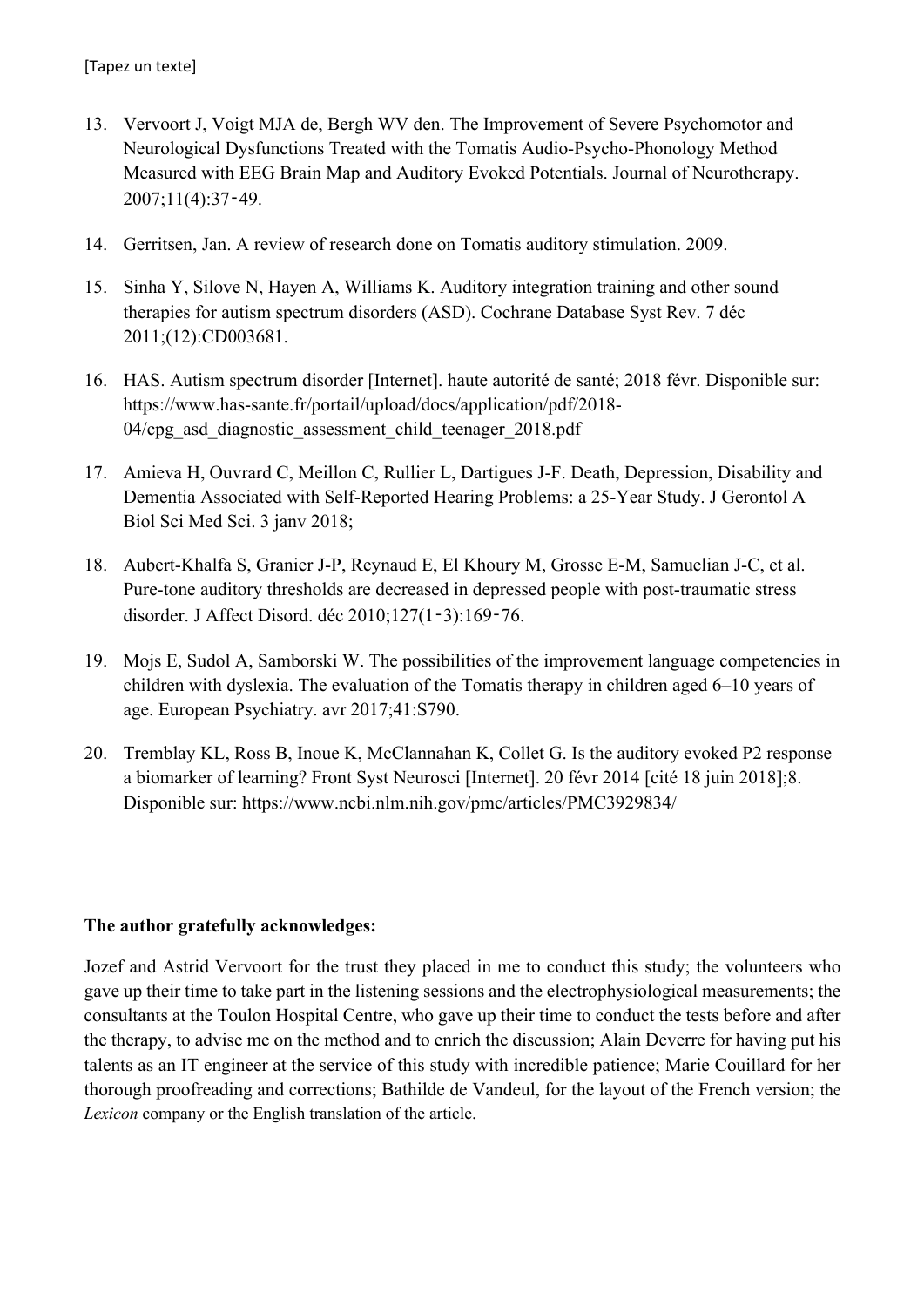13. Vervoort J, Voigt MJA de, Bergh WV den. The Improvement of Severe Psychomotor and Neurological Dysfunctions Treated with the Tomatis Audio-Psycho-Phonology Method Measured with EEG Brain Map and Auditory Evoked Potentials. Journal of Neurotherapy. 2007;11(4):37‑49.

14. Gerritsen, Jan. A review of research done on Tomatis auditory stimulation. 2009.

15. Sinha Y, Silove N, Hayen A, Williams K. Auditory integration training and other sound therapies for autism spectrum disorders (ASD). Cochrane Database Syst Rev. 7 déc 2011;(12):CD003681.

16. HAS. Autism spectrum disorder [Internet]. haute autorité de santé; 2018 févr. Disponible sur: https://www.has-sante.fr/portail/upload/docs/application/pdf/2018-04/cpg_asd_diagnostic_assessment_child_teenager_2018.pdf

17. Amieva H, Ouvrard C, Meillon C, Rullier L, Dartigues J-F. Death, Depression, Disability and Dementia Associated with Self-Reported Hearing Problems: a 25-Year Study. J Gerontol A Biol Sci Med Sci. 3 janv 2018;

18. Aubert-Khalfa S, Granier J-P, Reynaud E, El Khoury M, Grosse E-M, Samuelian J-C, et al. Pure-tone auditory thresholds are decreased in depressed people with post-traumatic stress disorder. J Affect Disord. déc 2010;127(1‑3):169‑76.

19. Mojs E, Sudol A, Samborski W. The possibilities of the improvement language competencies in children with dyslexia. The evaluation of the Tomatis therapy in children aged 6–10 years of age. European Psychiatry. avr 2017;41:S790.

20. Tremblay KL, Ross B, Inoue K, McClannahan K, Collet G. Is the auditory evoked P2 response a biomarker of learning? Front Syst Neurosci [Internet]. 20 févr 2014 [cité 18 juin 2018];8. Disponible sur: https://www.ncbi.nlm.nih.gov/pmc/articles/PMC3929834/

**The author gratefully acknowledges:**

Jozef and Astrid Vervoort for the trust they placed in me to conduct this study; the volunteers who gave up their time to take part in the listening sessions and the electrophysiological measurements; the consultants at the Toulon Hospital Centre, who gave up their time to conduct the tests before and after the therapy, to advise me on the method and to enrich the discussion; Alain Deverre for having put his talents as an IT engineer at the service of this study with incredible patience; Marie Couillard for her thorough proofreading and corrections; Bathilde de Vandeul, for the layout of the French version; the *Lexicon* company or the English translation of the article.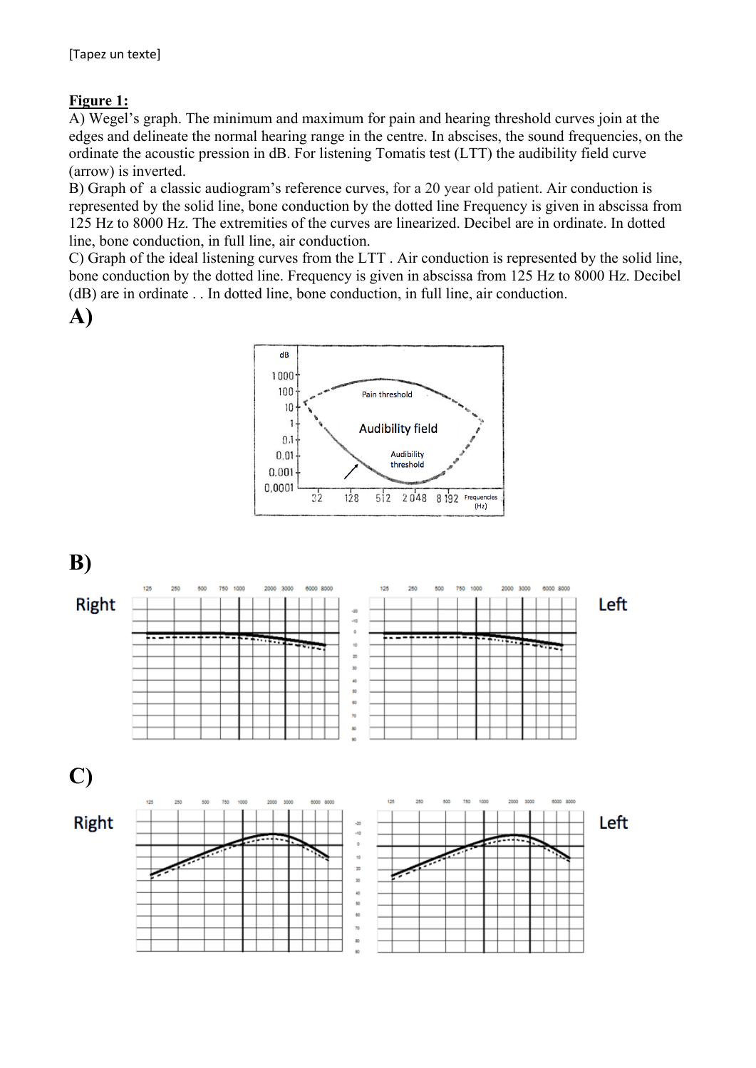**Figure 1:**

A) Wegel's graph. The minimum and maximum for pain and hearing threshold curves join at the edges and delineate the normal hearing range in the centre. In abscises, the sound frequencies, on the ordinate the acoustic pression in dB. For listening Tomatis test (LTT) the audibility field curve (arrow) is inverted.

B) Graph of a classic audiogram's reference curves, for a 20 year old patient. Air conduction is represented by the solid line, bone conduction by the dotted line Frequency is given in abscissa from 125 Hz to 8000 Hz. The extremities of the curves are linearized. Decibel are in ordinate. In dotted line, bone conduction, in full line, air conduction.

C) Graph of the ideal listening curves from the LTT . Air conduction is represented by the solid line, bone conduction by the dotted line. Frequency is given in abscissa from 125 Hz to 8000 Hz. Decibel (dB) are in ordinate . . In dotted line, bone conduction, in full line, air conduction.

**A)**

**B)**

**C)**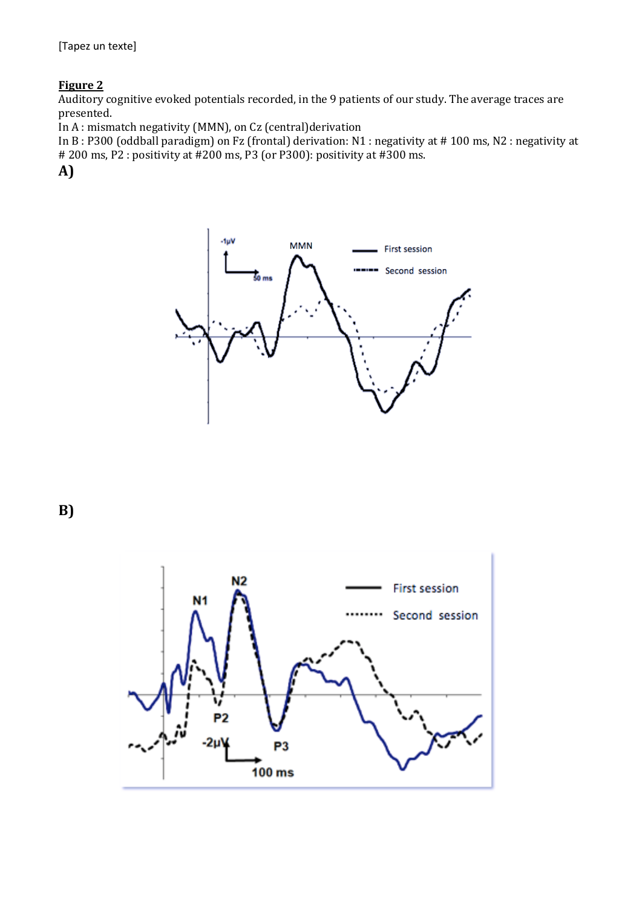[Tapez un texte]

**Figure 2**

Auditory cognitive evoked potentials recorded, in the 9 patients of our study. The average traces are presented.

In A : mismatch negativity (MMN), on Cz (central)derivation

In B : P300 (oddball paradigm) on Fz (frontal) derivation: N1 : negativity at # 100 ms, N2 : negativity at # 200 ms, P2 : positivity at #200 ms, P3 (or P300): positivity at #300 ms.

**A)**

**B)**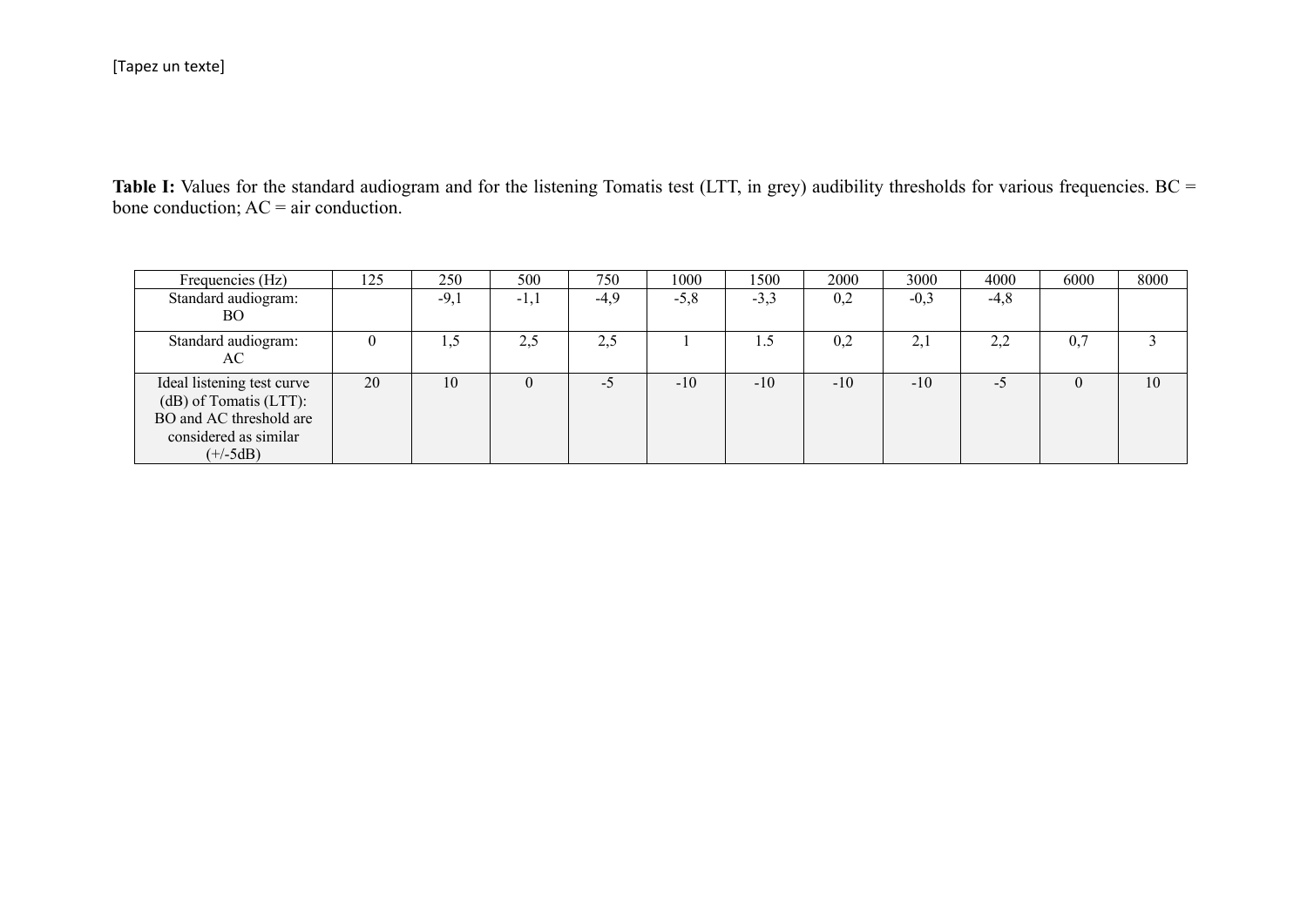**Table I:** Values for the standard audiogram and for the listening Tomatis test (LTT, in grey) audibility thresholds for various frequencies. BC = bone conduction; AC = air conduction.

| Frequencies (Hz) | 125 | 250 | 500 | 750 | 1000 | 1500 | 2000 | 3000 | 4000 | 6000 | 8000 |
|---|---|---|---|---|---|---|---|---|---|---|---|
| Standard audiogram: BO | | -9,1 | -1,1 | -4,9 | -5,8 | -3,3 | 0,2 | -0,3 | -4,8 | | |
| Standard audiogram: AC | 0 | 1,5 | 2,5 | 2,5 | 1 | 1.5 | 0,2 | 2,1 | 2,2 | 0,7 | 3 |
| Ideal listening test curve (dB) of Tomatis (LTT): BO and AC threshold are considered as similar (+/-5dB) | 20 | 10 | 0 | -5 | -10 | -10 | -10 | -10 | -5 | 0 | 10 |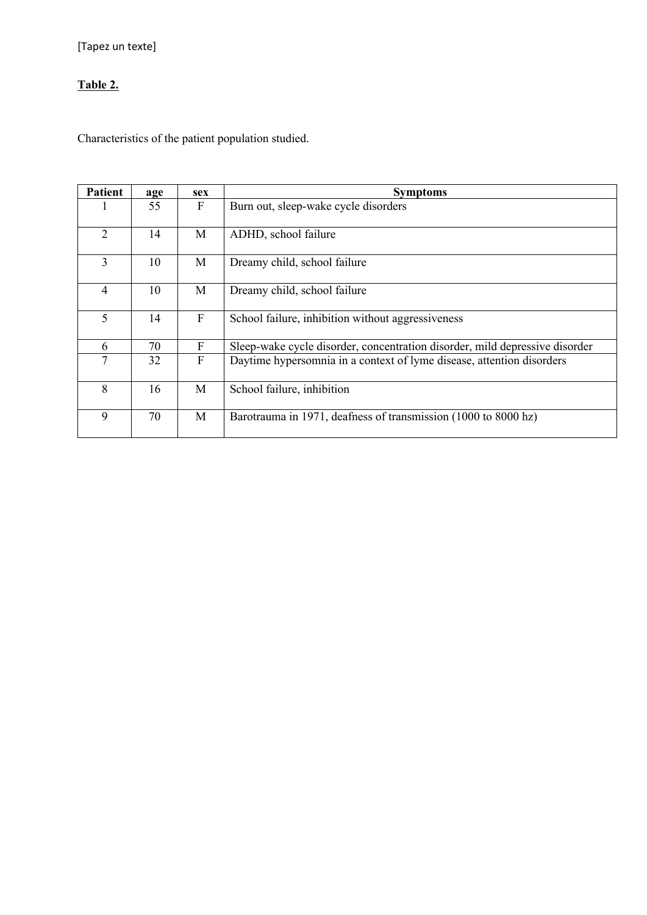[Tapez un texte]

**Table 2.**

Characteristics of the patient population studied.

| Patient | age | sex | Symptoms |
|---|---|---|---|
| 1 | 55 | F | Burn out, sleep-wake cycle disorders |
| 2 | 14 | M | ADHD, school failure |
| 3 | 10 | M | Dreamy child, school failure |
| 4 | 10 | M | Dreamy child, school failure |
| 5 | 14 | F | School failure, inhibition without aggressiveness |
| 6 | 70 | F | Sleep-wake cycle disorder, concentration disorder, mild depressive disorder |
| 7 | 32 | F | Daytime hypersomnia in a context of lyme disease, attention disorders |
| 8 | 16 | M | School failure, inhibition |
| 9 | 70 | M | Barotrauma in 1971, deafness of transmission (1000 to 8000 hz) |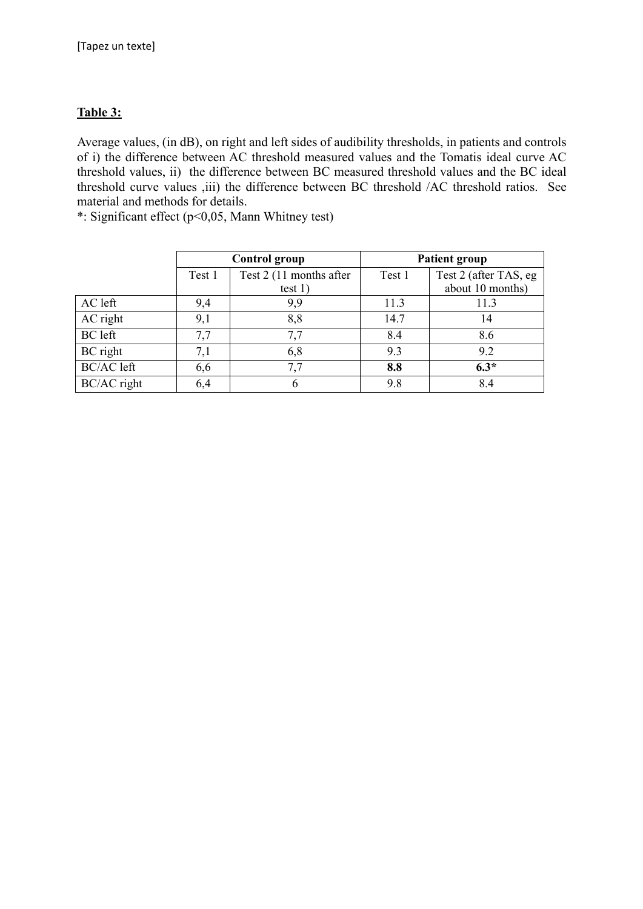**Table 3:**

Average values, (in dB), on right and left sides of audibility thresholds, in patients and controls of i) the difference between AC threshold measured values and the Tomatis ideal curve AC threshold values, ii) the difference between BC measured threshold values and the BC ideal threshold curve values ,iii) the difference between BC threshold /AC threshold ratios. See material and methods for details.

*: Significant effect ($p<0,05$, Mann Whitney test)

| | **Control group** | | **Patient group** | |
|---|---|---|---|---|
| | Test 1 | Test 2 (11 months after test 1) | Test 1 | Test 2 (after TAS, eg about 10 months) |
| AC left | 9,4 | 9,9 | 11.3 | 11.3 |
| AC right | 9,1 | 8,8 | 14.7 | 14 |
| BC left | 7,7 | 7,7 | 8.4 | 8.6 |
| BC right | 7,1 | 6,8 | 9.3 | 9.2 |
| BC/AC left | 6,6 | 7,7 | **8.8** | **6.3*** |
| BC/AC right | 6,4 | 6 | 9.8 | 8.4 |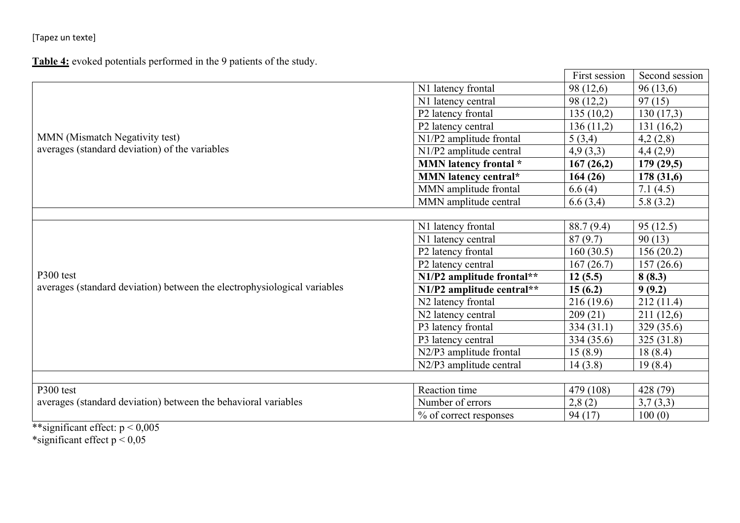[Tapez un texte]

**Table 4:** evoked potentials performed in the 9 patients of the study.

| | | First session | Second session |
|---|---|---|---|
| MMN (Mismatch Negativity test) averages (standard deviation) of the variables | N1 latency frontal | 98 (12,6) | 96 (13,6) |
| | N1 latency central | 98 (12,2) | 97 (15) |
| | P2 latency frontal | 135 (10,2) | 130 (17,3) |
| | P2 latency central | 136 (11,2) | 131 (16,2) |
| | N1/P2 amplitude frontal | 5 (3,4) | 4,2 (2,8) |
| | N1/P2 amplitude central | 4,9 (3,3) | 4,4 (2,9) |
| | **MMN latency frontal *** | **167 (26,2)** | **179 (29,5)** |
| | **MMN latency central*** | **164 (26)** | **178 (31,6)** |
| | MMN amplitude frontal | 6.6 (4) | 7.1 (4.5) |
| | MMN amplitude central | 6.6 (3,4) | 5.8 (3.2) |
| | | | |
| P300 test averages (standard deviation) between the electrophysiological variables | N1 latency frontal | 88.7 (9.4) | 95 (12.5) |
| | N1 latency central | 87 (9.7) | 90 (13) |
| | P2 latency frontal | 160 (30.5) | 156 (20.2) |
| | P2 latency central | 167 (26.7) | 157 (26.6) |
| | **N1/P2 amplitude frontal**** | **12 (5.5)** | **8 (8.3)** |
| | **N1/P2 amplitude central**** | **15 (6.2)** | **9 (9.2)** |
| | N2 latency frontal | 216 (19.6) | 212 (11.4) |
| | N2 latency central | 209 (21) | 211 (12,6) |
| | P3 latency frontal | 334 (31.1) | 329 (35.6) |
| | P3 latency central | 334 (35.6) | 325 (31.8) |
| | N2/P3 amplitude frontal | 15 (8.9) | 18 (8.4) |
| | N2/P3 amplitude central | 14 (3.8) | 19 (8.4) |
| | | | |
| P300 test averages (standard deviation) between the behavioral variables | Reaction time | 479 (108) | 428 (79) |
| | Number of errors | 2,8 (2) | 3,7 (3,3) |
| | % of correct responses | 94 (17) | 100 (0) |

**significant effect: $p < 0,005$
*significant effect $p < 0,05$